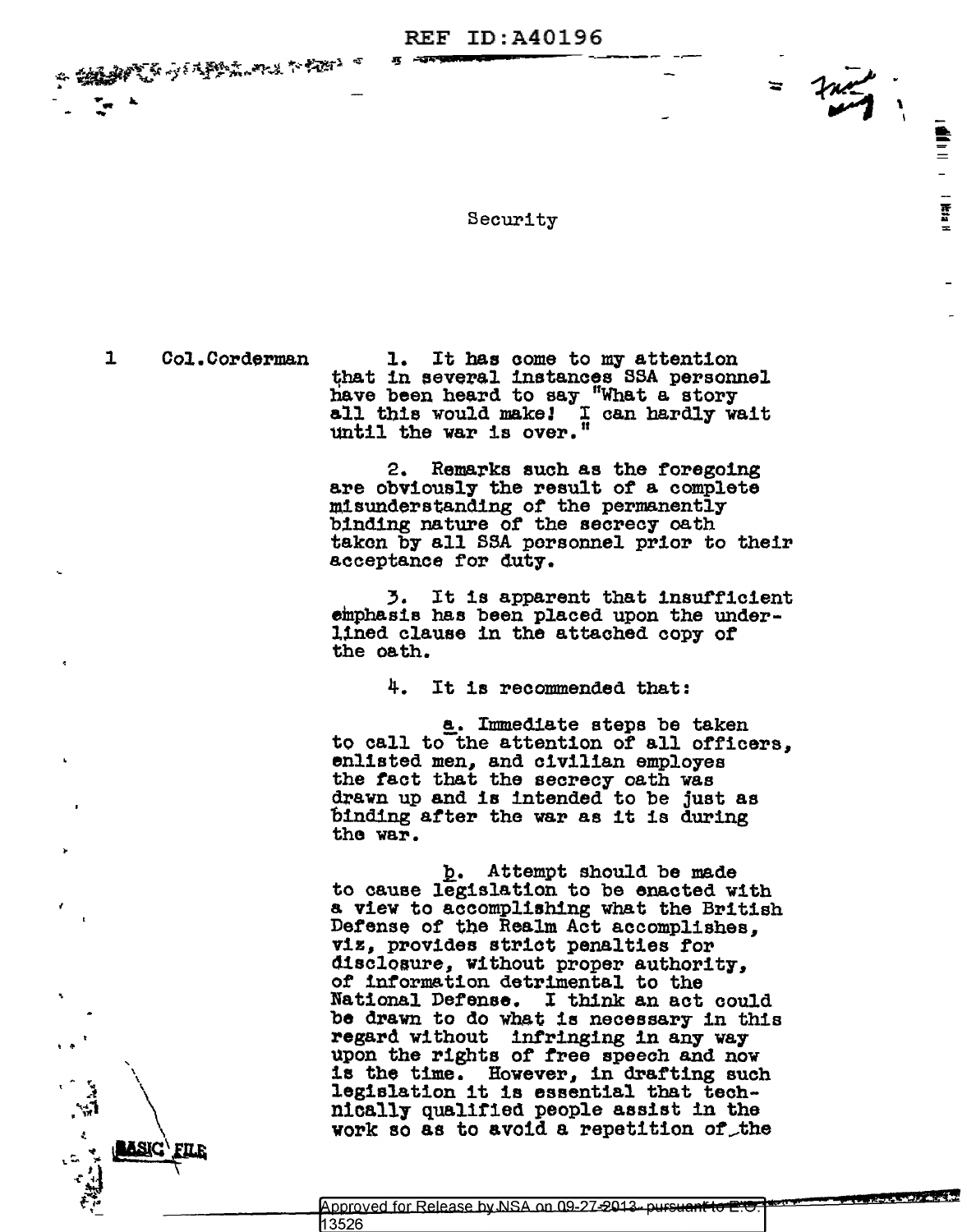REF ID:A40196

Security

1 Col.Corderman

1. It has come to my attention that in several instances SSA personnel have been heard to say "What a story all this would make! I can hardly wait until the war is over."

2. Remarks such as the foregoing are obviously the result of a complete misunderstanding of the permanently binding nature of the secrecy oath taken by all SSA personnel prior to their acceptance for duty.

3. It is apparent that insufficient emphasis has been placed upon the underlined clause in the attached copy of the oath.

4. It is recommended that:

a. Immediate steps be taken to call to the attention of all officers, enlisted men, and civilian employes the fact that the secrecy oath was drawn up and is intended to be just as binding after the war as it is during the war.

b. Attempt should be made to cause legislation to be enacted with a view to accomplishing what the British Defense of the Realm Act accomplishes, viz, provides strict penalties for disclosure, without proper authority, of information detrimental to the National Defense. I think an act could be drawn to do what is necessary in this regard without infringing in any way upon the rights of free speech and now is the time. However, in drafting such legislation it is essential that technically qualified people assist in the work so as to avoid a repetition of the

BASIC FILE

Approved for Release by NSA on 09-27-2013 pursuant to E.O. 13526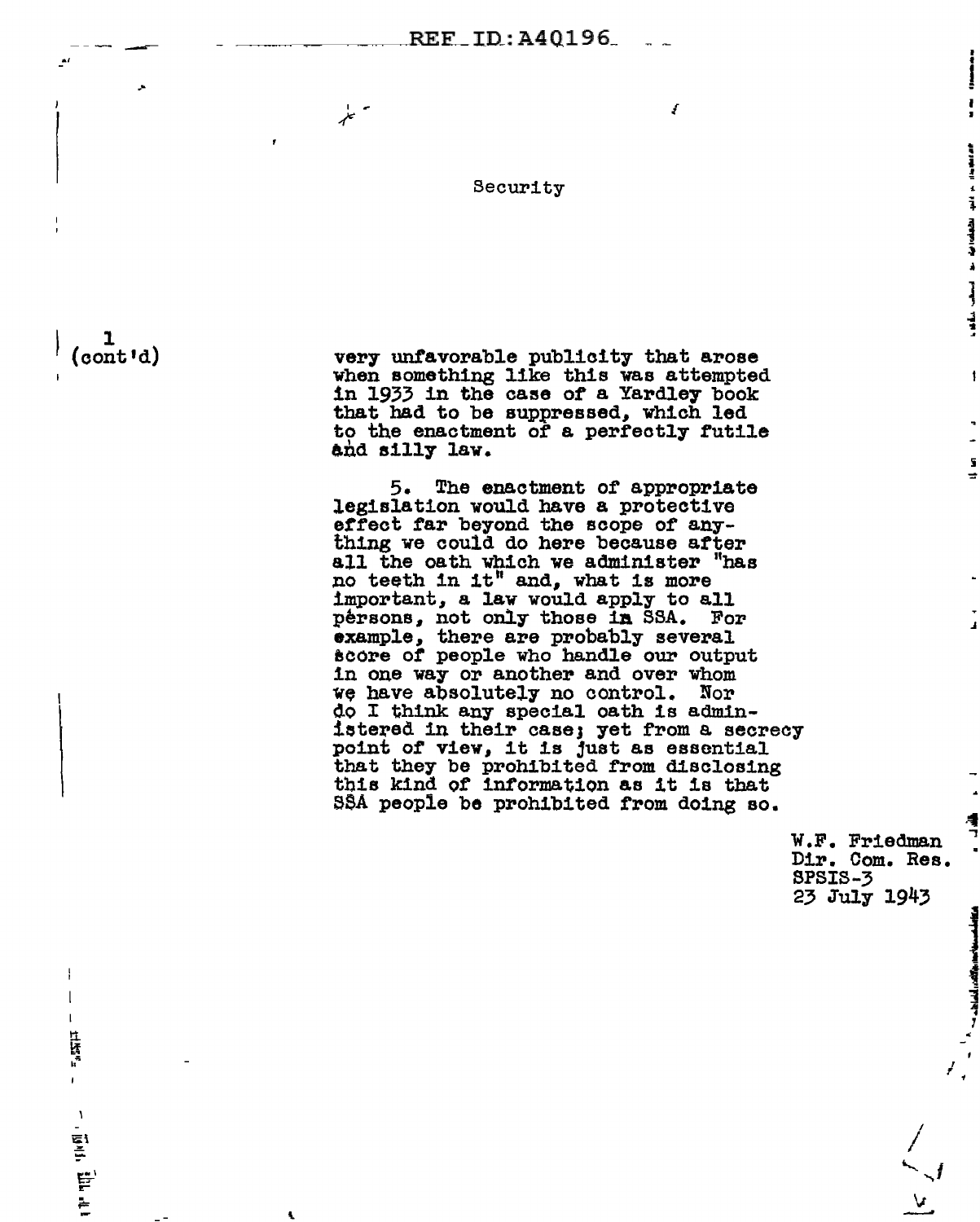Security

1 (cont'd)

very unfavorable publicity that arose when something like this was attempted in 1933 in the case of a Yardley book that had to be suppressed, which led to the enactment of a perfectly futile and silly law.

5. The enactment of appropriate legislation would have a protective effect far beyond the scope of anything we could do here because after all the oath which we administer "has no teeth in it" and, what is more important, a law would apply to all persons, not only those in SSA. For example, there are probably several score of people who handle our output in one way or another and over whom we have absolutely no control. Nor do I think any special oath is administered in their case; yet from a secrecy point of view, it is just as essential that they be prohibited from disclosing this kind of information as it is that SSA people be prohibited from doing so.

W.F. Friedman
Dir. Com. Res.
SPSIS-3
23 July 1943